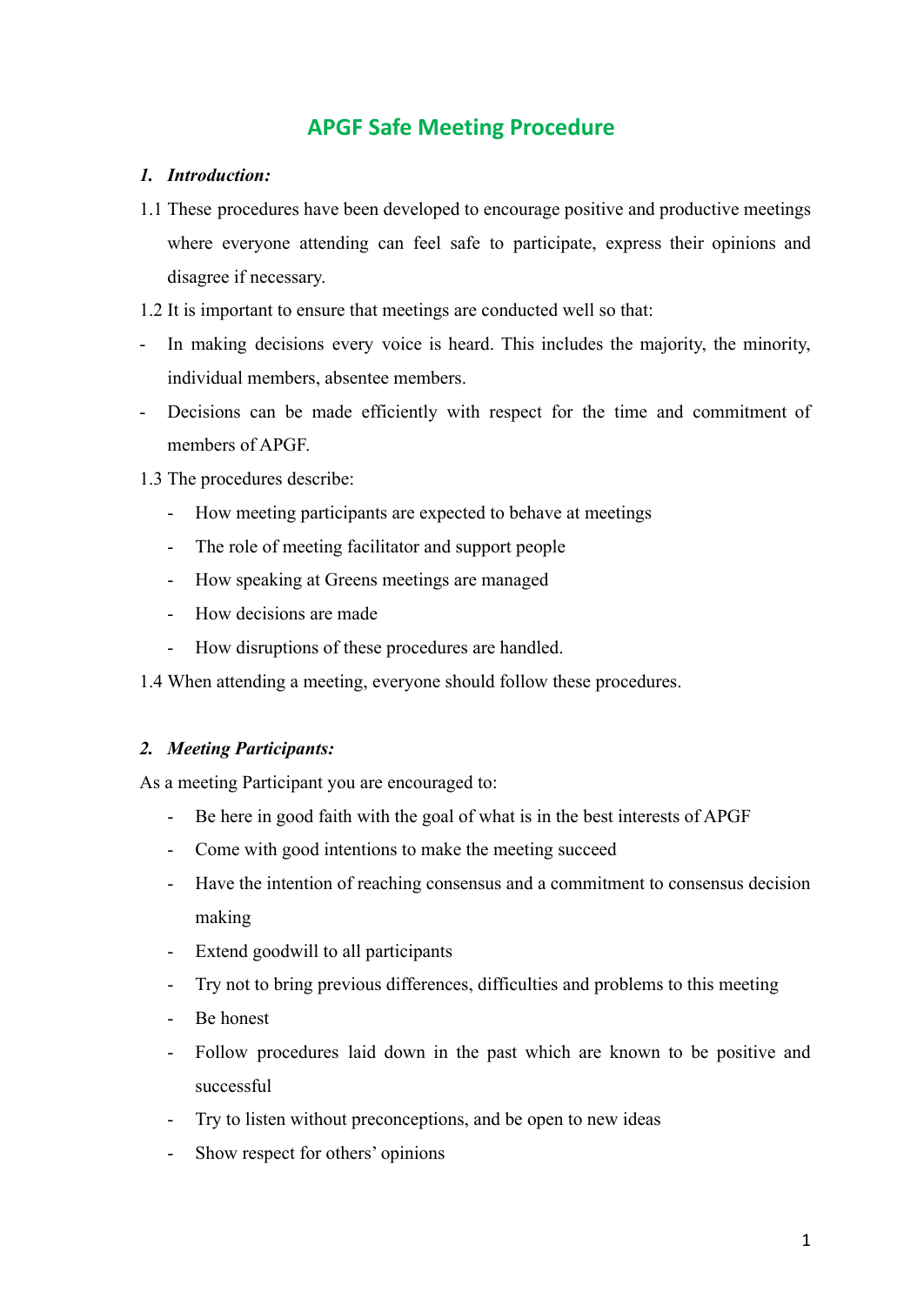# APGF Safe Meeting Procedure

## *1. Introduction:*

1.1 These procedures have been developed to encourage positive and productive meetings where everyone attending can feel safe to participate, express their opinions and disagree if necessary.

1.2 It is important to ensure that meetings are conducted well so that:

- In making decisions every voice is heard. This includes the majority, the minority, individual members, absentee members.
- Decisions can be made efficiently with respect for the time and commitment of members of APGF.

1.3 The procedures describe:

- How meeting participants are expected to behave at meetings
- The role of meeting facilitator and support people
- How speaking at Greens meetings are managed
- How decisions are made
- How disruptions of these procedures are handled.

1.4 When attending a meeting, everyone should follow these procedures.

## *2. Meeting Participants:*

As a meeting Participant you are encouraged to:

- Be here in good faith with the goal of what is in the best interests of APGF
- Come with good intentions to make the meeting succeed
- Have the intention of reaching consensus and a commitment to consensus decision making
- Extend goodwill to all participants
- Try not to bring previous differences, difficulties and problems to this meeting
- Be honest
- Follow procedures laid down in the past which are known to be positive and successful
- Try to listen without preconceptions, and be open to new ideas
- Show respect for others' opinions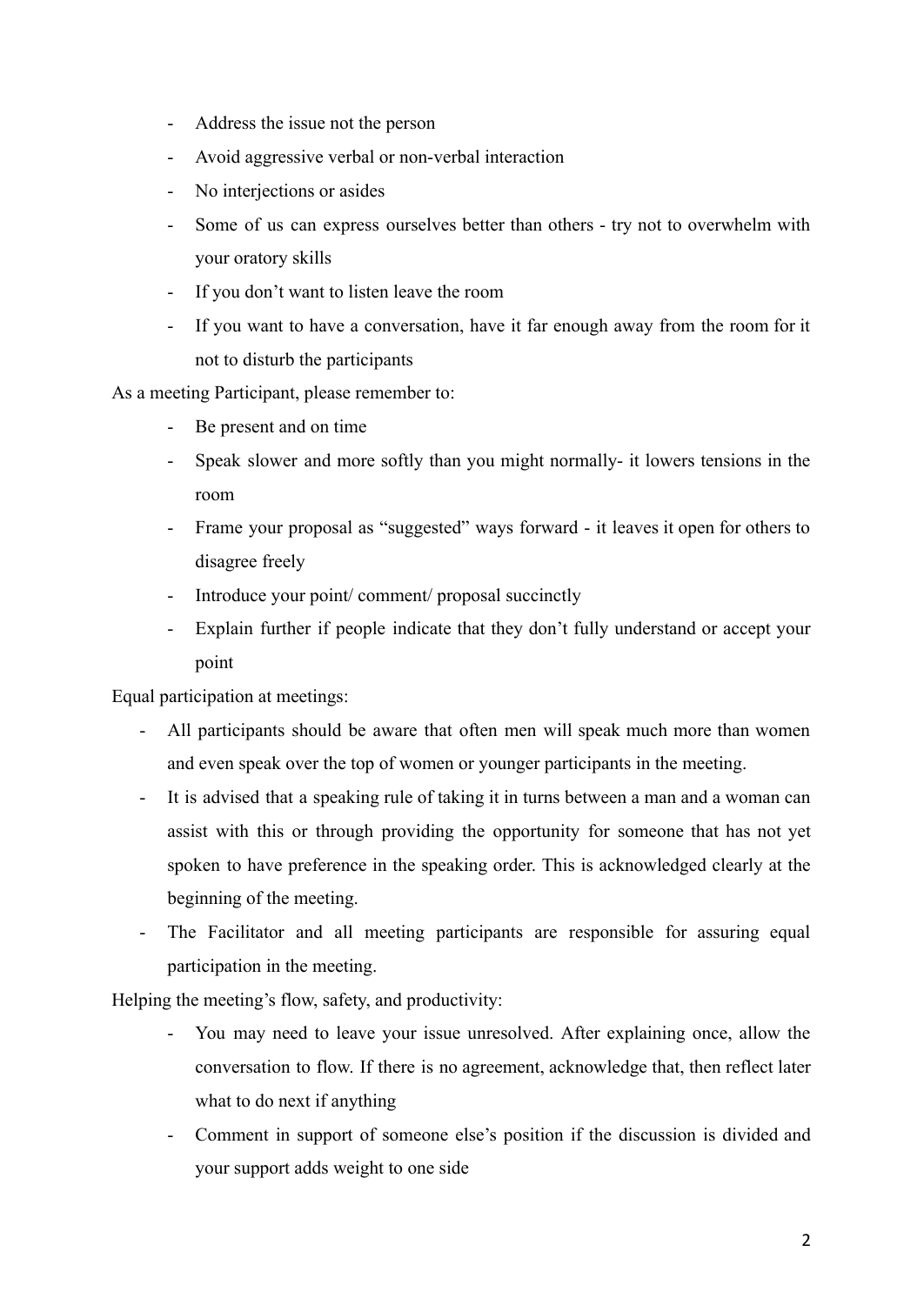- Address the issue not the person
- Avoid aggressive verbal or non-verbal interaction
- No interjections or asides
- Some of us can express ourselves better than others - try not to overwhelm with your oratory skills
- If you don't want to listen leave the room
- If you want to have a conversation, have it far enough away from the room for it not to disturb the participants

As a meeting Participant, please remember to:

- Be present and on time
- Speak slower and more softly than you might normally- it lowers tensions in the room
- Frame your proposal as "suggested" ways forward - it leaves it open for others to disagree freely
- Introduce your point/ comment/ proposal succinctly
- Explain further if people indicate that they don't fully understand or accept your point

Equal participation at meetings:

- All participants should be aware that often men will speak much more than women and even speak over the top of women or younger participants in the meeting.
- It is advised that a speaking rule of taking it in turns between a man and a woman can assist with this or through providing the opportunity for someone that has not yet spoken to have preference in the speaking order. This is acknowledged clearly at the beginning of the meeting.
- The Facilitator and all meeting participants are responsible for assuring equal participation in the meeting.

Helping the meeting's flow, safety, and productivity:

- You may need to leave your issue unresolved. After explaining once, allow the conversation to flow. If there is no agreement, acknowledge that, then reflect later what to do next if anything
- Comment in support of someone else's position if the discussion is divided and your support adds weight to one side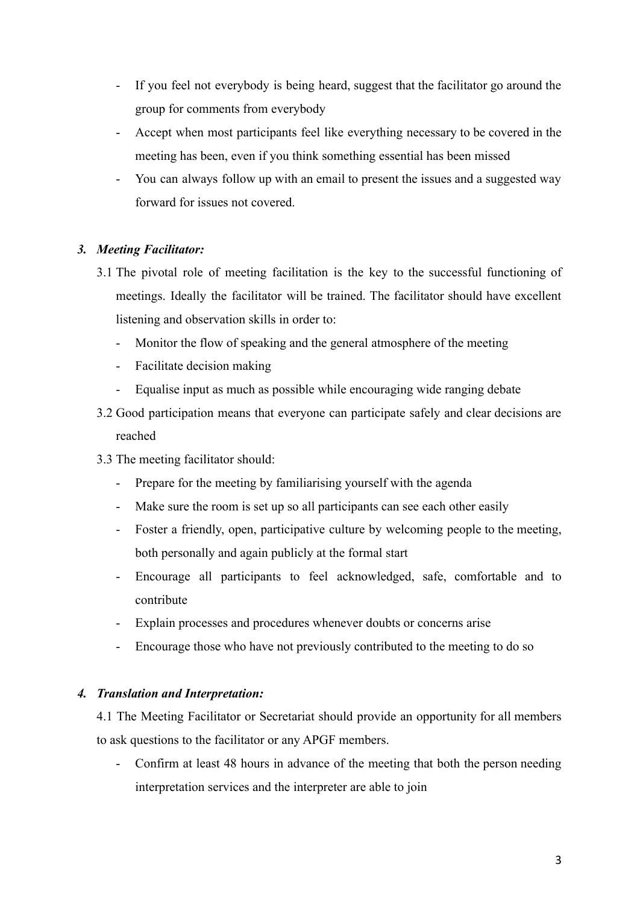- If you feel not everybody is being heard, suggest that the facilitator go around the group for comments from everybody
- Accept when most participants feel like everything necessary to be covered in the meeting has been, even if you think something essential has been missed
- You can always follow up with an email to present the issues and a suggested way forward for issues not covered.

### 3. *Meeting Facilitator:*

3.1 The pivotal role of meeting facilitation is the key to the successful functioning of meetings. Ideally the facilitator will be trained. The facilitator should have excellent listening and observation skills in order to:

- Monitor the flow of speaking and the general atmosphere of the meeting
- Facilitate decision making
- Equalise input as much as possible while encouraging wide ranging debate

3.2 Good participation means that everyone can participate safely and clear decisions are reached

3.3 The meeting facilitator should:

- Prepare for the meeting by familiarising yourself with the agenda
- Make sure the room is set up so all participants can see each other easily
- Foster a friendly, open, participative culture by welcoming people to the meeting, both personally and again publicly at the formal start
- Encourage all participants to feel acknowledged, safe, comfortable and to contribute
- Explain processes and procedures whenever doubts or concerns arise
- Encourage those who have not previously contributed to the meeting to do so

### 4. *Translation and Interpretation:*

4.1 The Meeting Facilitator or Secretariat should provide an opportunity for all members to ask questions to the facilitator or any APGF members.

- Confirm at least 48 hours in advance of the meeting that both the person needing interpretation services and the interpreter are able to join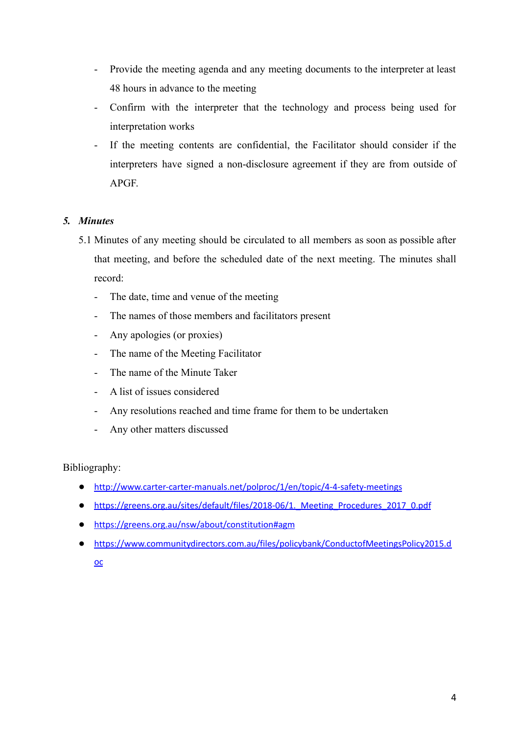- Provide the meeting agenda and any meeting documents to the interpreter at least 48 hours in advance to the meeting
- Confirm with the interpreter that the technology and process being used for interpretation works
- If the meeting contents are confidential, the Facilitator should consider if the interpreters have signed a non-disclosure agreement if they are from outside of APGF.

### *5. Minutes*

5.1 Minutes of any meeting should be circulated to all members as soon as possible after that meeting, and before the scheduled date of the next meeting. The minutes shall record:

- The date, time and venue of the meeting
- The names of those members and facilitators present
- Any apologies (or proxies)
- The name of the Meeting Facilitator
- The name of the Minute Taker
- A list of issues considered
- Any resolutions reached and time frame for them to be undertaken
- Any other matters discussed

Bibliography:

- http://www.carter-carter-manuals.net/polproc/1/en/topic/4-4-safety-meetings
- https://greens.org.au/sites/default/files/2018-06/1._Meeting_Procedures_2017_0.pdf
- https://greens.org.au/nsw/about/constitution#agm
- https://www.communitydirectors.com.au/files/policybank/ConductofMeetingsPolicy2015.doc